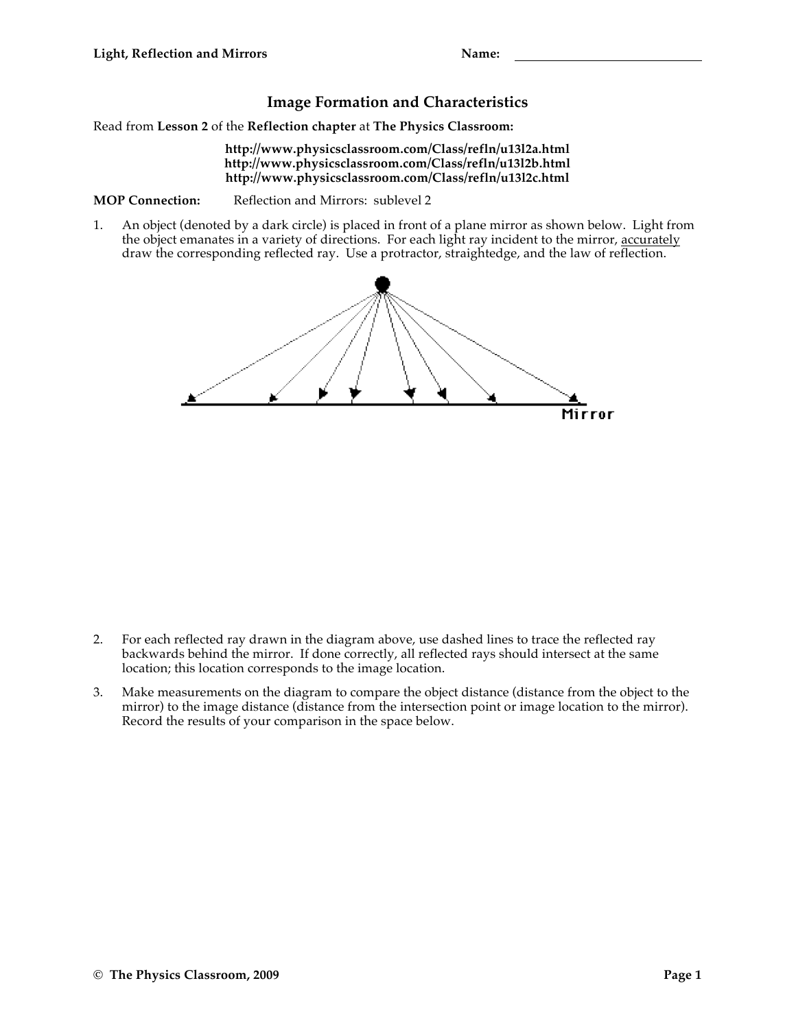Light, Reflection and Mirrors **Name:** ______________________

## Image Formation and Characteristics

Read from **Lesson 2** of the **Reflection chapter** at **The Physics Classroom:**

**http://www.physicsclassroom.com/Class/refln/u13l2a.html**
**http://www.physicsclassroom.com/Class/refln/u13l2b.html**
**http://www.physicsclassroom.com/Class/refln/u13l2c.html**

**MOP Connection:** Reflection and Mirrors: sublevel 2

1. An object (denoted by a dark circle) is placed in front of a plane mirror as shown below. Light from the object emanates in a variety of directions. For each light ray incident to the mirror, accurately draw the corresponding reflected ray. Use a protractor, straightedge, and the law of reflection.

Mirror

2. For each reflected ray drawn in the diagram above, use dashed lines to trace the reflected ray backwards behind the mirror. If done correctly, all reflected rays should intersect at the same location; this location corresponds to the image location.

3. Make measurements on the diagram to compare the object distance (distance from the object to the mirror) to the image distance (distance from the intersection point or image location to the mirror). Record the results of your comparison in the space below.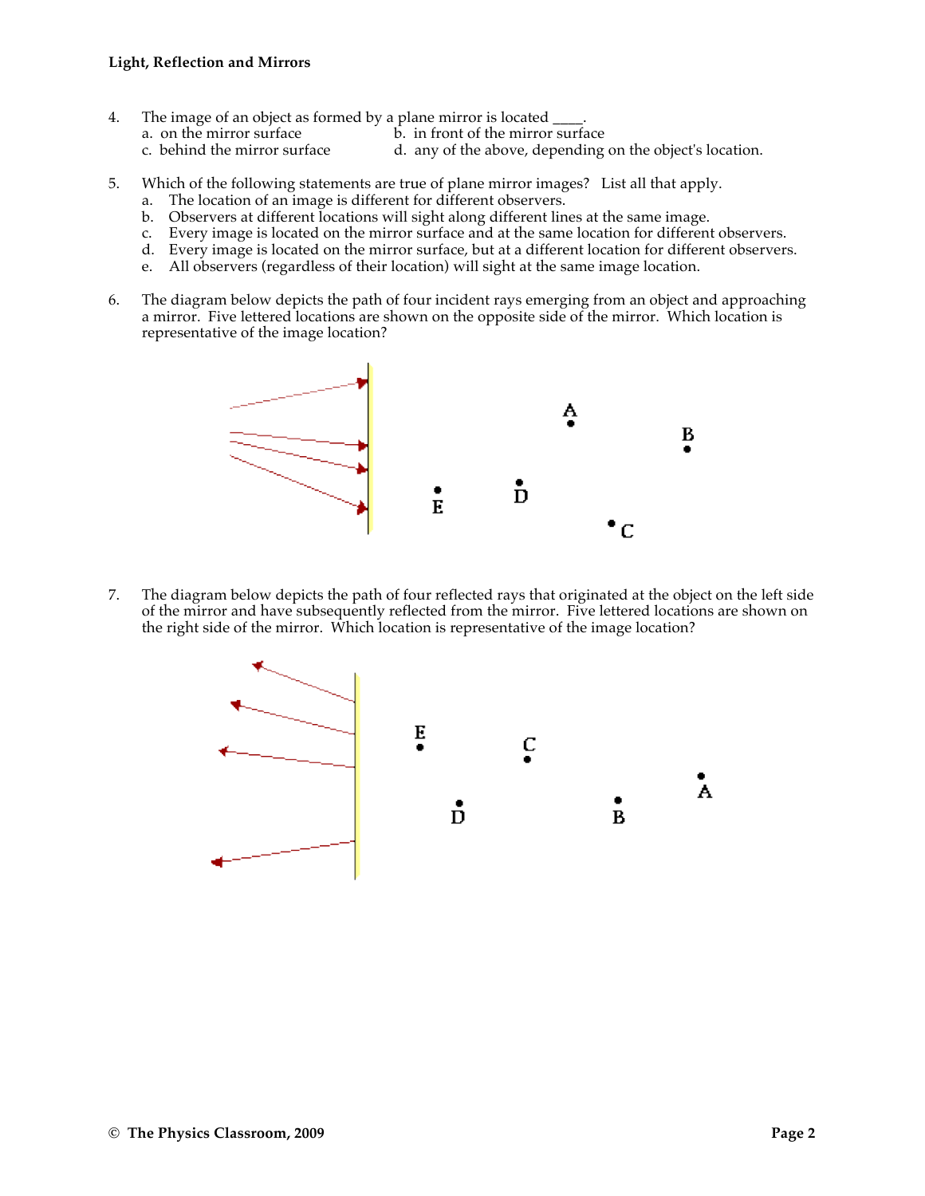**Light, Reflection and Mirrors**

4. The image of an object as formed by a plane mirror is located ____.
   a. on the mirror surface
   b. in front of the mirror surface
   c. behind the mirror surface
   d. any of the above, depending on the object's location.

5. Which of the following statements are true of plane mirror images? List all that apply.
   a. The location of an image is different for different observers.
   b. Observers at different locations will sight along different lines at the same image.
   c. Every image is located on the mirror surface and at the same location for different observers.
   d. Every image is located on the mirror surface, but at a different location for different observers.
   e. All observers (regardless of their location) will sight at the same image location.

6. The diagram below depicts the path of four incident rays emerging from an object and approaching a mirror. Five lettered locations are shown on the opposite side of the mirror. Which location is representative of the image location?

A
B
E
D
C

7. The diagram below depicts the path of four reflected rays that originated at the object on the left side of the mirror and have subsequently reflected from the mirror. Five lettered locations are shown on the right side of the mirror. Which location is representative of the image location?

E
C
A
D
B

© The Physics Classroom, 2009